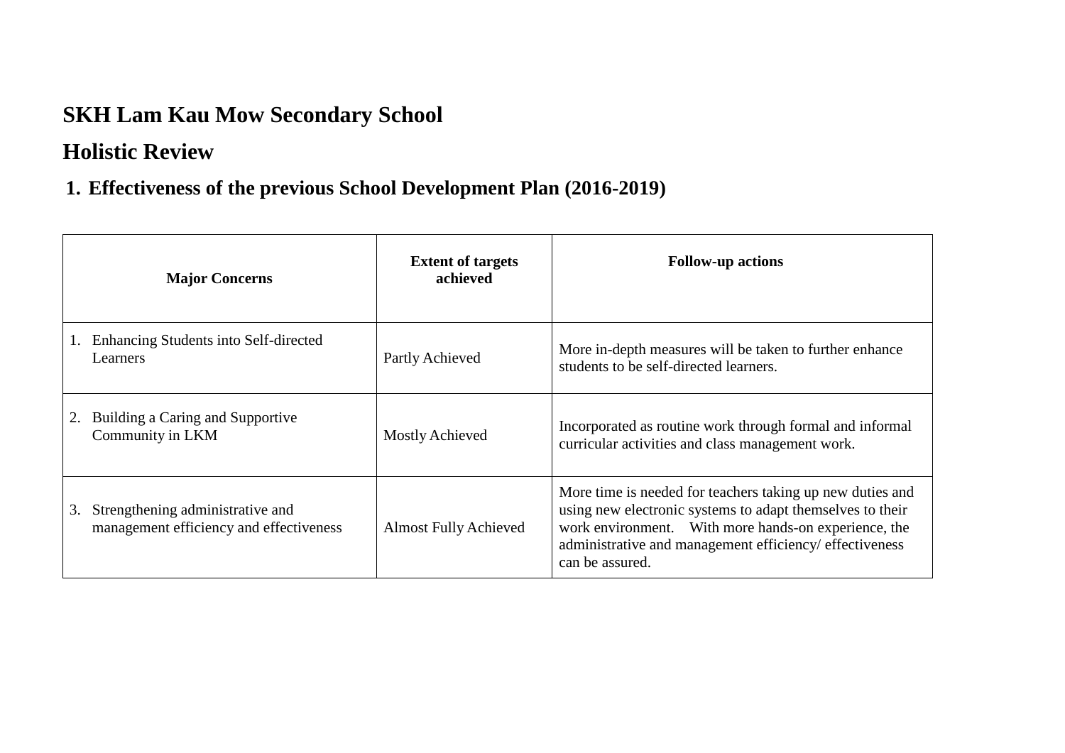# SKH Lam Kau Mow Secondary School

## Holistic Review

### 1. Effectiveness of the previous School Development Plan (2016-2019)

| Major Concerns | Extent of targets achieved | Follow-up actions |
|---|---|---|
| 1. Enhancing Students into Self-directed Learners | Partly Achieved | More in-depth measures will be taken to further enhance students to be self-directed learners. |
| 2. Building a Caring and Supportive Community in LKM | Mostly Achieved | Incorporated as routine work through formal and informal curricular activities and class management work. |
| 3. Strengthening administrative and management efficiency and effectiveness | Almost Fully Achieved | More time is needed for teachers taking up new duties and using new electronic systems to adapt themselves to their work environment. With more hands-on experience, the administrative and management efficiency/ effectiveness can be assured. |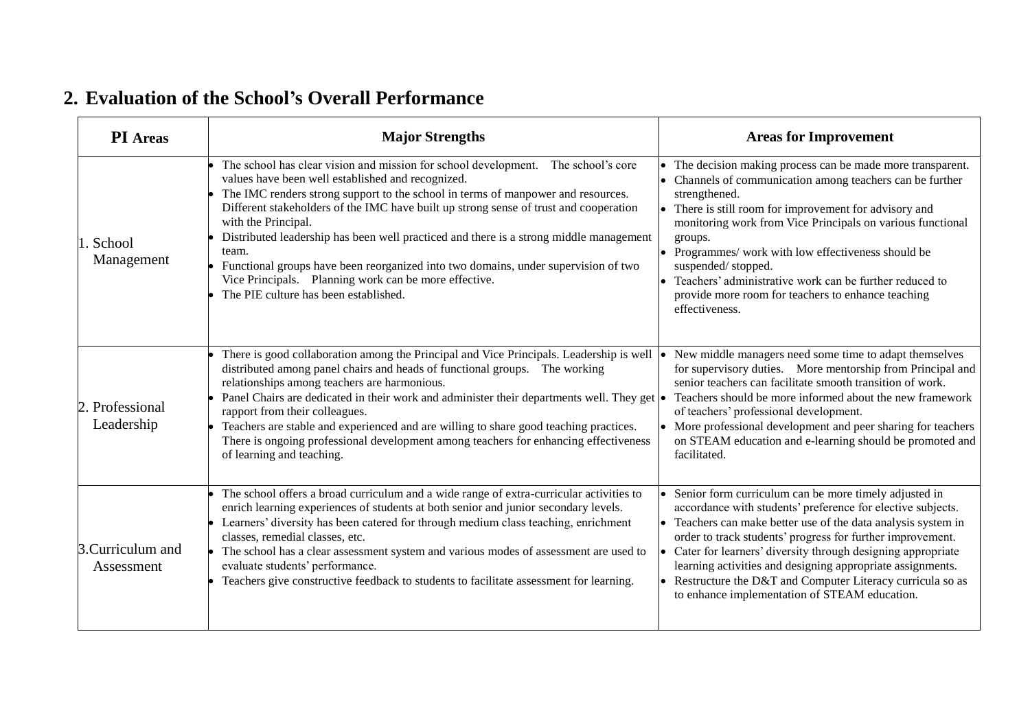## 2. Evaluation of the School's Overall Performance

| PI Areas | Major Strengths | Areas for Improvement |
|---|---|---|
| 1. School Management | • The school has clear vision and mission for school development. The school's core values have been well established and recognized.<br>• The IMC renders strong support to the school in terms of manpower and resources. Different stakeholders of the IMC have built up strong sense of trust and cooperation with the Principal.<br>• Distributed leadership has been well practiced and there is a strong middle management team.<br>• Functional groups have been reorganized into two domains, under supervision of two Vice Principals. Planning work can be more effective.<br>• The PIE culture has been established. | • The decision making process can be made more transparent.<br>• Channels of communication among teachers can be further strengthened.<br>• There is still room for improvement for advisory and monitoring work from Vice Principals on various functional groups.<br>• Programmes/ work with low effectiveness should be suspended/ stopped.<br>• Teachers' administrative work can be further reduced to provide more room for teachers to enhance teaching effectiveness. |
| 2. Professional Leadership | • There is good collaboration among the Principal and Vice Principals. Leadership is well distributed among panel chairs and heads of functional groups. The working relationships among teachers are harmonious.<br>• Panel Chairs are dedicated in their work and administer their departments well. They get rapport from their colleagues.<br>• Teachers are stable and experienced and are willing to share good teaching practices. There is ongoing professional development among teachers for enhancing effectiveness of learning and teaching. | • New middle managers need some time to adapt themselves for supervisory duties. More mentorship from Principal and senior teachers can facilitate smooth transition of work.<br>• Teachers should be more informed about the new framework of teachers' professional development.<br>• More professional development and peer sharing for teachers on STEAM education and e-learning should be promoted and facilitated. |
| 3. Curriculum and Assessment | • The school offers a broad curriculum and a wide range of extra-curricular activities to enrich learning experiences of students at both senior and junior secondary levels.<br>• Learners' diversity has been catered for through medium class teaching, enrichment classes, remedial classes, etc.<br>• The school has a clear assessment system and various modes of assessment are used to evaluate students' performance.<br>• Teachers give constructive feedback to students to facilitate assessment for learning. | • Senior form curriculum can be more timely adjusted in accordance with students' preference for elective subjects.<br>• Teachers can make better use of the data analysis system in order to track students' progress for further improvement.<br>• Cater for learners' diversity through designing appropriate learning activities and designing appropriate assignments.<br>• Restructure the D&T and Computer Literacy curricula so as to enhance implementation of STEAM education. |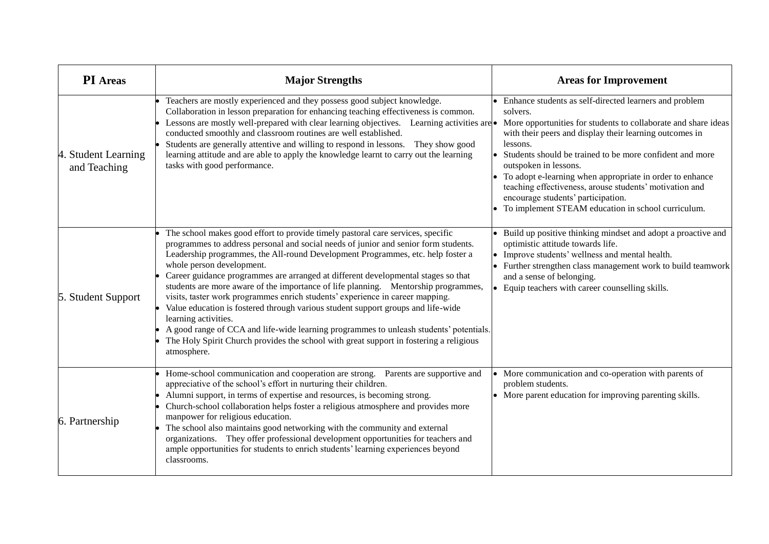| **PI Areas** | **Major Strengths** | **Areas for Improvement** |
|---|---|---|
| 4. Student Learning and Teaching | • Teachers are mostly experienced and they possess good subject knowledge. Collaboration in lesson preparation for enhancing teaching effectiveness is common.<br>• Lessons are mostly well-prepared with clear learning objectives. Learning activities are conducted smoothly and classroom routines are well established.<br>• Students are generally attentive and willing to respond in lessons. They show good learning attitude and are able to apply the knowledge learnt to carry out the learning tasks with good performance. | • Enhance students as self-directed learners and problem solvers.<br>• More opportunities for students to collaborate and share ideas with their peers and display their learning outcomes in lessons.<br>• Students should be trained to be more confident and more outspoken in lessons.<br>• To adopt e-learning when appropriate in order to enhance teaching effectiveness, arouse students' motivation and encourage students' participation.<br>• To implement STEAM education in school curriculum. |
| 5. Student Support | • The school makes good effort to provide timely pastoral care services, specific programmes to address personal and social needs of junior and senior form students. Leadership programmes, the All-round Development Programmes, etc. help foster a whole person development.<br>• Career guidance programmes are arranged at different developmental stages so that students are more aware of the importance of life planning. Mentorship programmes, visits, taster work programmes enrich students' experience in career mapping.<br>• Value education is fostered through various student support groups and life-wide learning activities.<br>• A good range of CCA and life-wide learning programmes to unleash students' potentials.<br>• The Holy Spirit Church provides the school with great support in fostering a religious atmosphere. | • Build up positive thinking mindset and adopt a proactive and optimistic attitude towards life.<br>• Improve students' wellness and mental health.<br>• Further strengthen class management work to build teamwork and a sense of belonging.<br>• Equip teachers with career counselling skills. |
| 6. Partnership | • Home-school communication and cooperation are strong. Parents are supportive and appreciative of the school's effort in nurturing their children.<br>• Alumni support, in terms of expertise and resources, is becoming strong.<br>• Church-school collaboration helps foster a religious atmosphere and provides more manpower for religious education.<br>• The school also maintains good networking with the community and external organizations. They offer professional development opportunities for teachers and ample opportunities for students to enrich students' learning experiences beyond classrooms. | • More communication and co-operation with parents of problem students.<br>• More parent education for improving parenting skills. |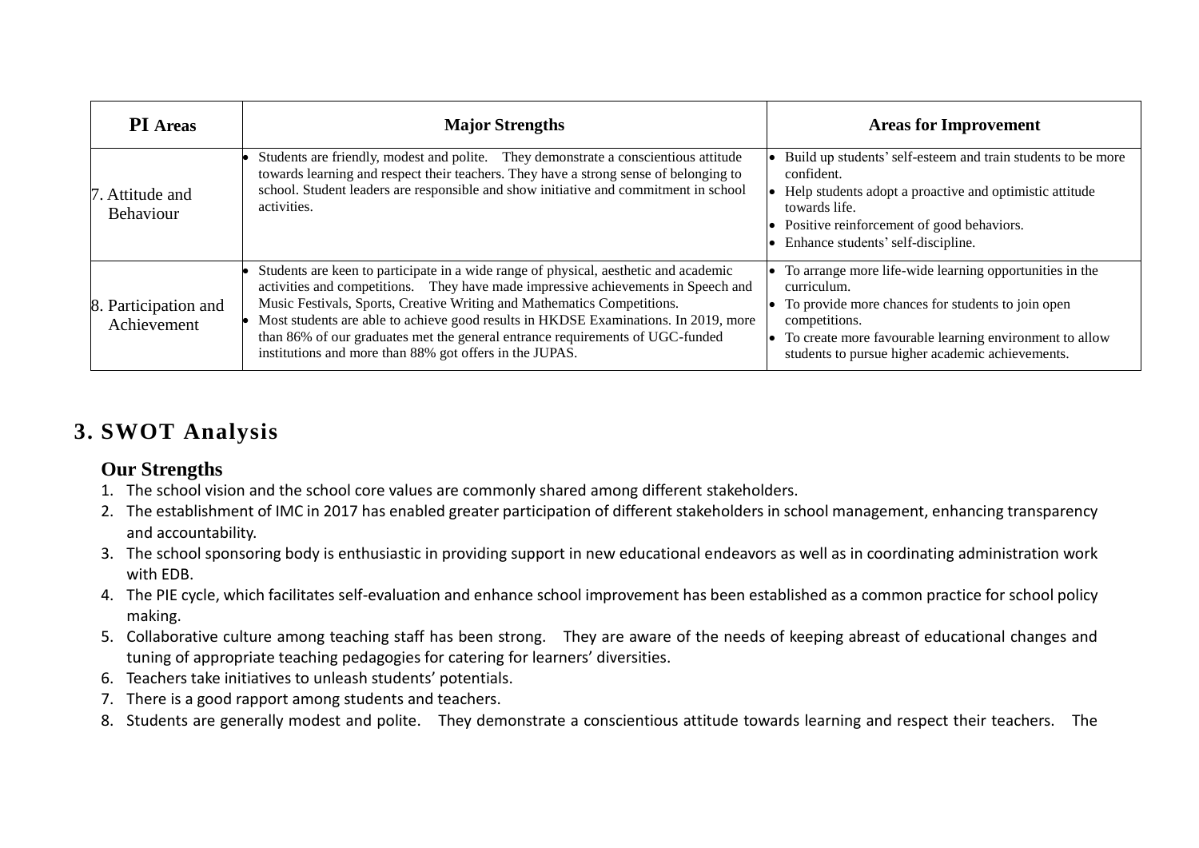| **PI Areas** | **Major Strengths** | **Areas for Improvement** |
|---|---|---|
| 7. Attitude and Behaviour | • Students are friendly, modest and polite. They demonstrate a conscientious attitude towards learning and respect their teachers. They have a strong sense of belonging to school. Student leaders are responsible and show initiative and commitment in school activities. | • Build up students' self-esteem and train students to be more confident.<br>• Help students adopt a proactive and optimistic attitude towards life.<br>• Positive reinforcement of good behaviors.<br>• Enhance students' self-discipline. |
| 8. Participation and Achievement | • Students are keen to participate in a wide range of physical, aesthetic and academic activities and competitions. They have made impressive achievements in Speech and Music Festivals, Sports, Creative Writing and Mathematics Competitions.<br>• Most students are able to achieve good results in HKDSE Examinations. In 2019, more than 86% of our graduates met the general entrance requirements of UGC-funded institutions and more than 88% got offers in the JUPAS. | • To arrange more life-wide learning opportunities in the curriculum.<br>• To provide more chances for students to join open competitions.<br>• To create more favourable learning environment to allow students to pursue higher academic achievements. |

## 3. SWOT Analysis

### Our Strengths

1. The school vision and the school core values are commonly shared among different stakeholders.
2. The establishment of IMC in 2017 has enabled greater participation of different stakeholders in school management, enhancing transparency and accountability.
3. The school sponsoring body is enthusiastic in providing support in new educational endeavors as well as in coordinating administration work with EDB.
4. The PIE cycle, which facilitates self-evaluation and enhance school improvement has been established as a common practice for school policy making.
5. Collaborative culture among teaching staff has been strong. They are aware of the needs of keeping abreast of educational changes and tuning of appropriate teaching pedagogies for catering for learners' diversities.
6. Teachers take initiatives to unleash students' potentials.
7. There is a good rapport among students and teachers.
8. Students are generally modest and polite. They demonstrate a conscientious attitude towards learning and respect their teachers. The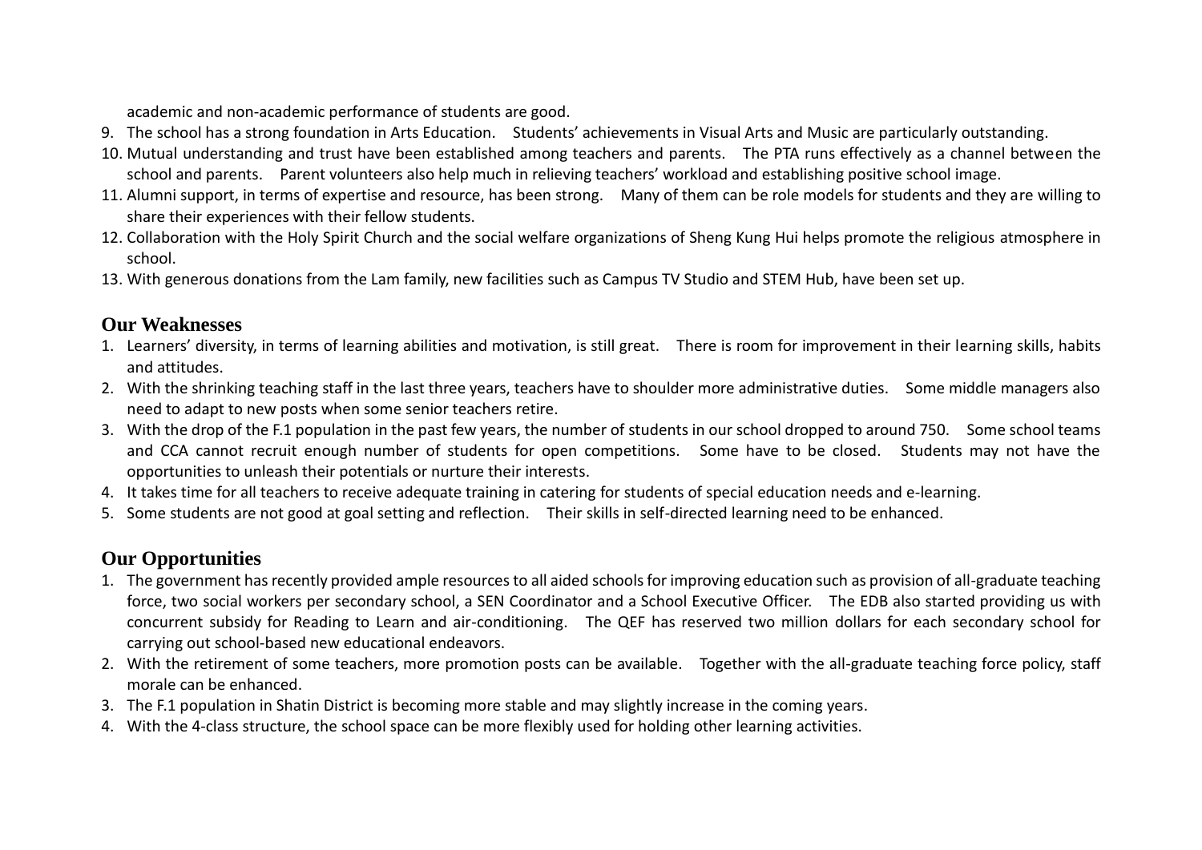academic and non-academic performance of students are good.

9. The school has a strong foundation in Arts Education. Students' achievements in Visual Arts and Music are particularly outstanding.
10. Mutual understanding and trust have been established among teachers and parents. The PTA runs effectively as a channel between the school and parents. Parent volunteers also help much in relieving teachers' workload and establishing positive school image.
11. Alumni support, in terms of expertise and resource, has been strong. Many of them can be role models for students and they are willing to share their experiences with their fellow students.
12. Collaboration with the Holy Spirit Church and the social welfare organizations of Sheng Kung Hui helps promote the religious atmosphere in school.
13. With generous donations from the Lam family, new facilities such as Campus TV Studio and STEM Hub, have been set up.

## Our Weaknesses

1. Learners' diversity, in terms of learning abilities and motivation, is still great. There is room for improvement in their learning skills, habits and attitudes.
2. With the shrinking teaching staff in the last three years, teachers have to shoulder more administrative duties. Some middle managers also need to adapt to new posts when some senior teachers retire.
3. With the drop of the F.1 population in the past few years, the number of students in our school dropped to around 750. Some school teams and CCA cannot recruit enough number of students for open competitions. Some have to be closed. Students may not have the opportunities to unleash their potentials or nurture their interests.
4. It takes time for all teachers to receive adequate training in catering for students of special education needs and e-learning.
5. Some students are not good at goal setting and reflection. Their skills in self-directed learning need to be enhanced.

## Our Opportunities

1. The government has recently provided ample resources to all aided schools for improving education such as provision of all-graduate teaching force, two social workers per secondary school, a SEN Coordinator and a School Executive Officer. The EDB also started providing us with concurrent subsidy for Reading to Learn and air-conditioning. The QEF has reserved two million dollars for each secondary school for carrying out school-based new educational endeavors.
2. With the retirement of some teachers, more promotion posts can be available. Together with the all-graduate teaching force policy, staff morale can be enhanced.
3. The F.1 population in Shatin District is becoming more stable and may slightly increase in the coming years.
4. With the 4-class structure, the school space can be more flexibly used for holding other learning activities.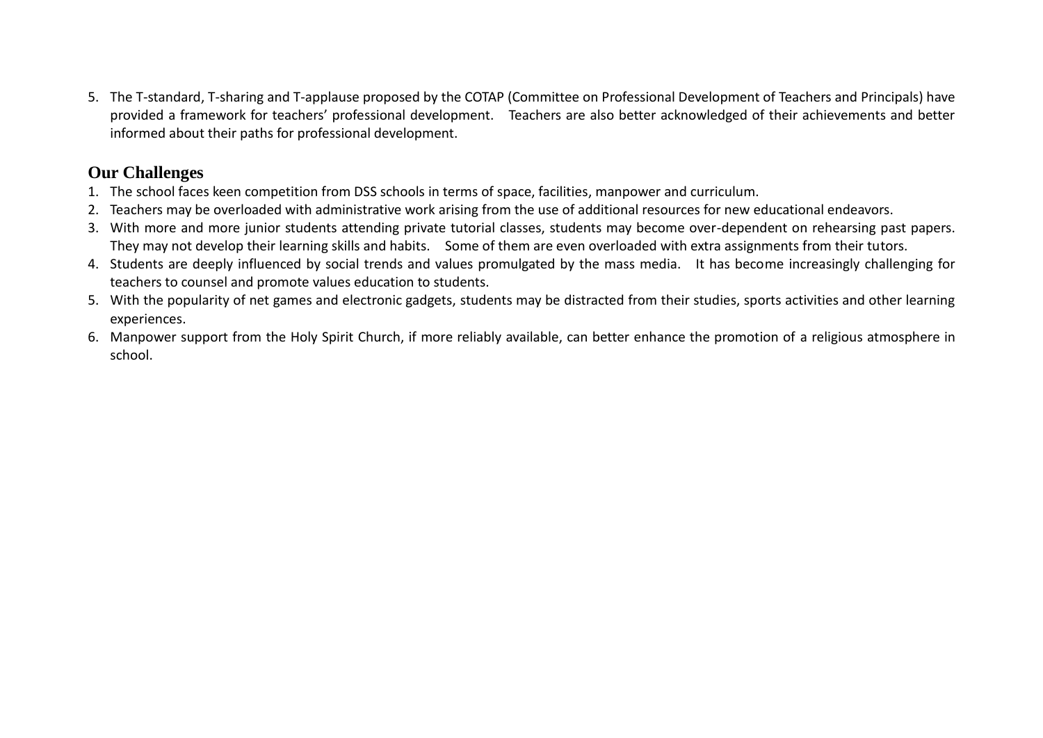5. The T-standard, T-sharing and T-applause proposed by the COTAP (Committee on Professional Development of Teachers and Principals) have provided a framework for teachers' professional development. Teachers are also better acknowledged of their achievements and better informed about their paths for professional development.

## Our Challenges

1. The school faces keen competition from DSS schools in terms of space, facilities, manpower and curriculum.
2. Teachers may be overloaded with administrative work arising from the use of additional resources for new educational endeavors.
3. With more and more junior students attending private tutorial classes, students may become over-dependent on rehearsing past papers. They may not develop their learning skills and habits. Some of them are even overloaded with extra assignments from their tutors.
4. Students are deeply influenced by social trends and values promulgated by the mass media. It has become increasingly challenging for teachers to counsel and promote values education to students.
5. With the popularity of net games and electronic gadgets, students may be distracted from their studies, sports activities and other learning experiences.
6. Manpower support from the Holy Spirit Church, if more reliably available, can better enhance the promotion of a religious atmosphere in school.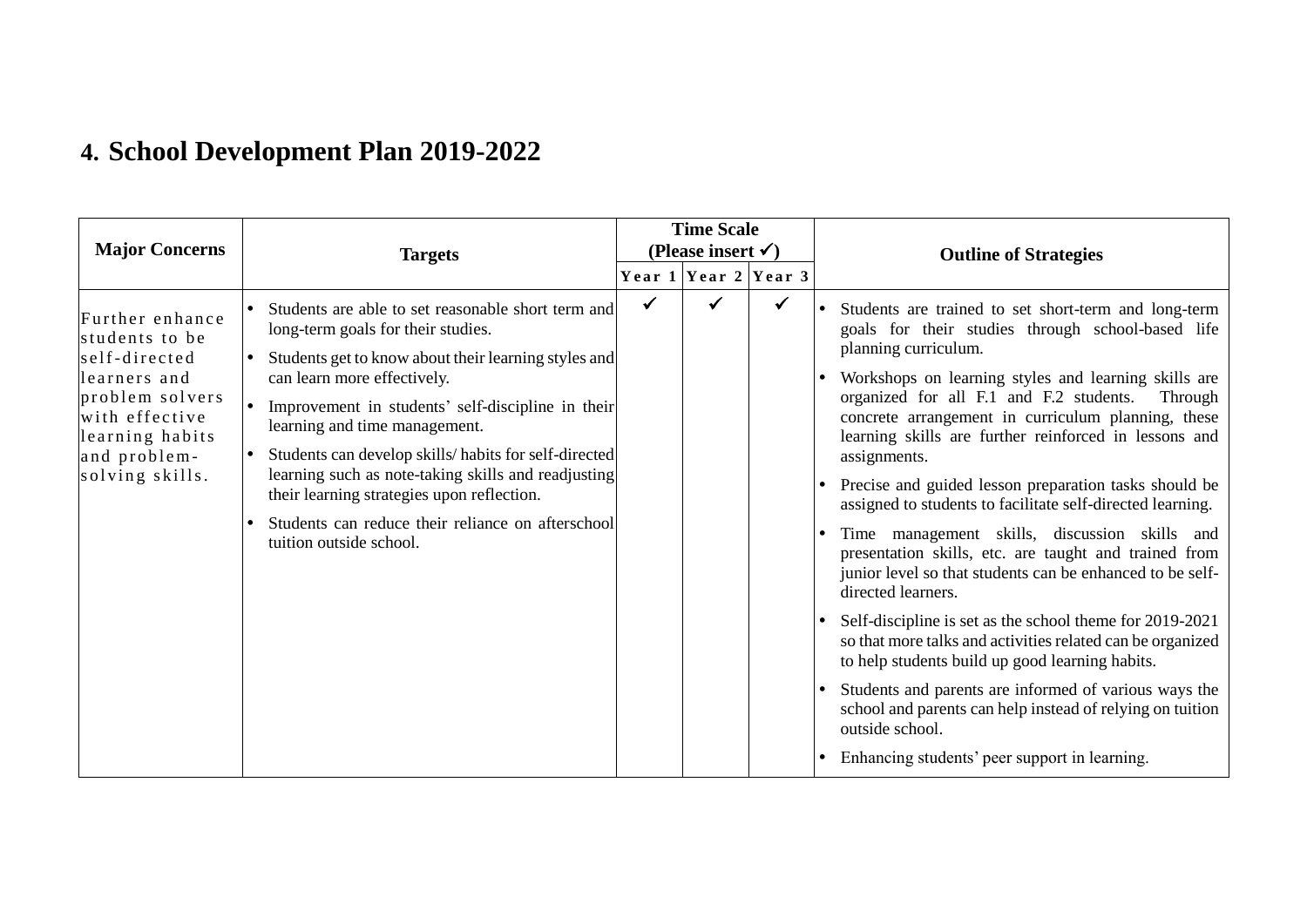# 4. School Development Plan 2019-2022

| Major Concerns | Targets | Time Scale (Please insert ✓) | | | Outline of Strategies |
|---|---|---|---|---|---|
| | | Year 1 | Year 2 | Year 3 | |
| Further enhance students to be self-directed learners and problem solvers with effective learning habits and problem-solving skills. | • Students are able to set reasonable short term and long-term goals for their studies.<br>• Students get to know about their learning styles and can learn more effectively.<br>• Improvement in students' self-discipline in their learning and time management.<br>• Students can develop skills/ habits for self-directed learning such as note-taking skills and readjusting their learning strategies upon reflection.<br>• Students can reduce their reliance on afterschool tuition outside school. | ✓ | ✓ | ✓ | • Students are trained to set short-term and long-term goals for their studies through school-based life planning curriculum.<br>• Workshops on learning styles and learning skills are organized for all F.1 and F.2 students. Through concrete arrangement in curriculum planning, these learning skills are further reinforced in lessons and assignments.<br>• Precise and guided lesson preparation tasks should be assigned to students to facilitate self-directed learning.<br>• Time management skills, discussion skills and presentation skills, etc. are taught and trained from junior level so that students can be enhanced to be self-directed learners.<br>• Self-discipline is set as the school theme for 2019-2021 so that more talks and activities related can be organized to help students build up good learning habits.<br>• Students and parents are informed of various ways the school and parents can help instead of relying on tuition outside school.<br>• Enhancing students' peer support in learning. |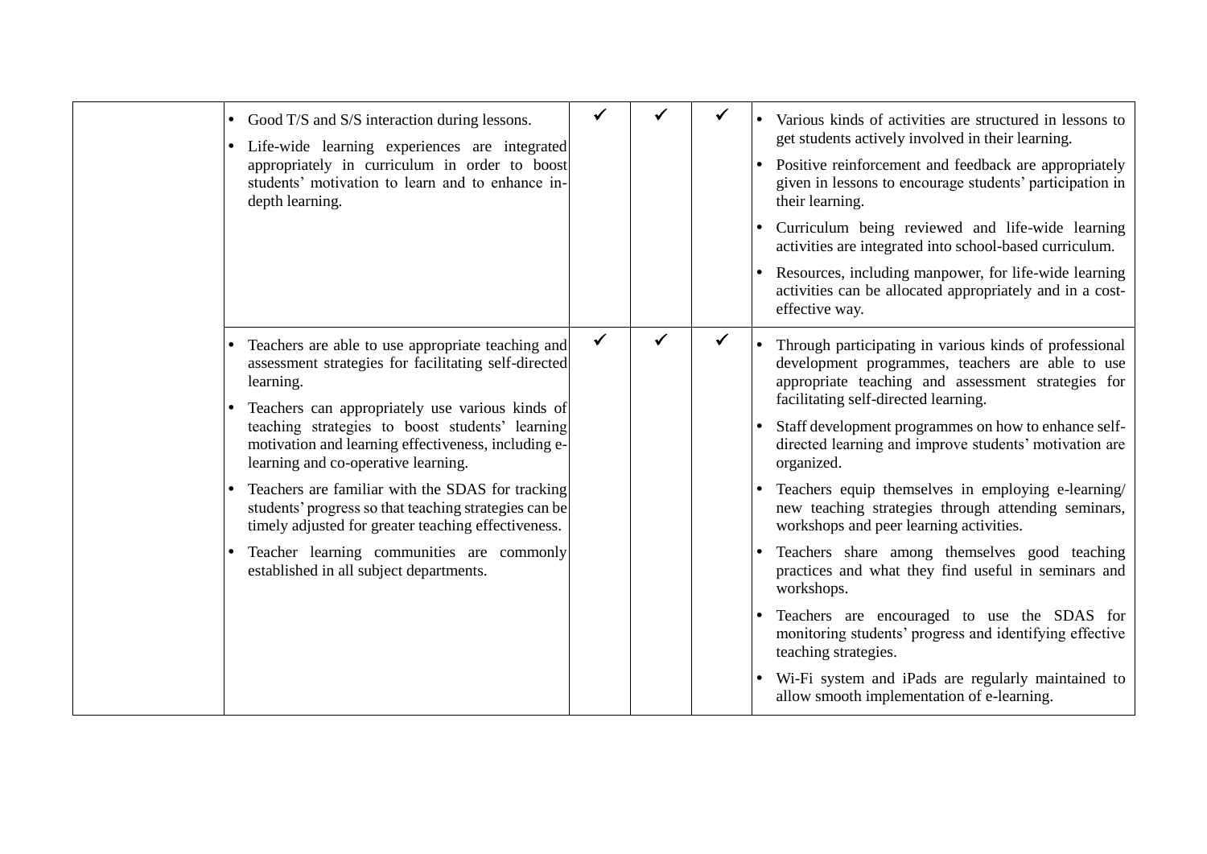| | | | | | |
|---|---|---|---|---|---|
| | • Good T/S and S/S interaction during lessons.<br>• Life-wide learning experiences are integrated appropriately in curriculum in order to boost students' motivation to learn and to enhance in-depth learning. | ✓ | ✓ | ✓ | • Various kinds of activities are structured in lessons to get students actively involved in their learning.<br>• Positive reinforcement and feedback are appropriately given in lessons to encourage students' participation in their learning.<br>• Curriculum being reviewed and life-wide learning activities are integrated into school-based curriculum.<br>• Resources, including manpower, for life-wide learning activities can be allocated appropriately and in a cost-effective way. |
| | • Teachers are able to use appropriate teaching and assessment strategies for facilitating self-directed learning.<br>• Teachers can appropriately use various kinds of teaching strategies to boost students' learning motivation and learning effectiveness, including e-learning and co-operative learning.<br>• Teachers are familiar with the SDAS for tracking students' progress so that teaching strategies can be timely adjusted for greater teaching effectiveness.<br>• Teacher learning communities are commonly established in all subject departments. | ✓ | ✓ | ✓ | • Through participating in various kinds of professional development programmes, teachers are able to use appropriate teaching and assessment strategies for facilitating self-directed learning.<br>• Staff development programmes on how to enhance self-directed learning and improve students' motivation are organized.<br>• Teachers equip themselves in employing e-learning/ new teaching strategies through attending seminars, workshops and peer learning activities.<br>• Teachers share among themselves good teaching practices and what they find useful in seminars and workshops.<br>• Teachers are encouraged to use the SDAS for monitoring students' progress and identifying effective teaching strategies.<br>• Wi-Fi system and iPads are regularly maintained to allow smooth implementation of e-learning. |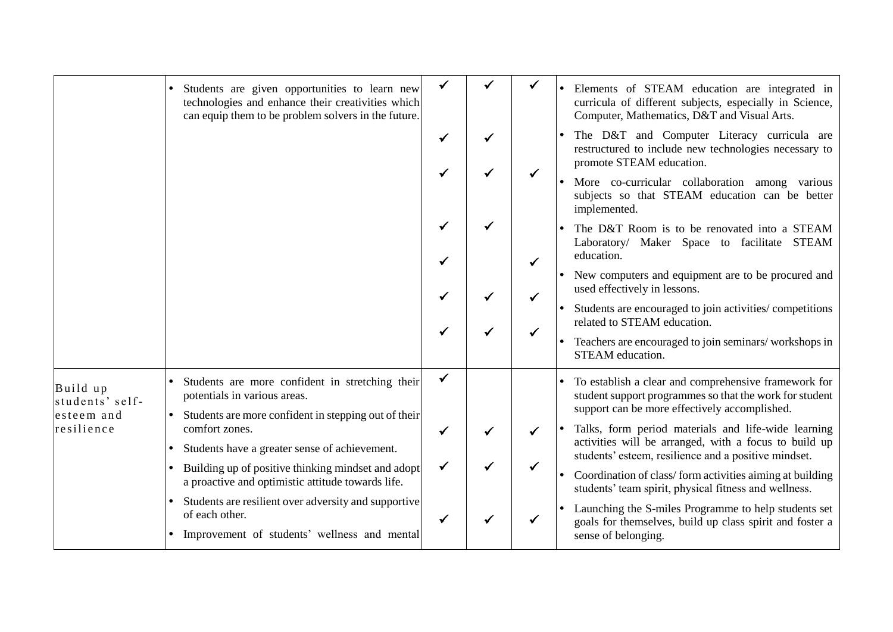| | | | | | |
|---|---|---|---|---|---|
| | • Students are given opportunities to learn new technologies and enhance their creativities which can equip them to be problem solvers in the future. | ✓ | ✓ | ✓ | • Elements of STEAM education are integrated in curricula of different subjects, especially in Science, Computer, Mathematics, D&T and Visual Arts. |
| | | ✓ | ✓ | | • The D&T and Computer Literacy curricula are restructured to include new technologies necessary to promote STEAM education. |
| | | ✓ | ✓ | ✓ | • More co-curricular collaboration among various subjects so that STEAM education can be better implemented. |
| | | ✓ | ✓ | | • The D&T Room is to be renovated into a STEAM Laboratory/ Maker Space to facilitate STEAM education. |
| | | ✓ | | ✓ | • New computers and equipment are to be procured and used effectively in lessons. |
| | | ✓ | ✓ | ✓ | • Students are encouraged to join activities/ competitions related to STEAM education. |
| | | ✓ | ✓ | ✓ | • Teachers are encouraged to join seminars/ workshops in STEAM education. |
| Build up students' self-esteem and resilience | • Students are more confident in stretching their potentials in various areas.<br>• Students are more confident in stepping out of their comfort zones.<br>• Students have a greater sense of achievement.<br>• Building up of positive thinking mindset and adopt a proactive and optimistic attitude towards life.<br>• Students are resilient over adversity and supportive of each other.<br>• Improvement of students' wellness and mental | ✓ | | | • To establish a clear and comprehensive framework for student support programmes so that the work for student support can be more effectively accomplished. |
| | | ✓ | ✓ | ✓ | • Talks, form period materials and life-wide learning activities will be arranged, with a focus to build up students' esteem, resilience and a positive mindset. |
| | | ✓ | ✓ | ✓ | • Coordination of class/ form activities aiming at building students' team spirit, physical fitness and wellness. |
| | | ✓ | ✓ | ✓ | • Launching the S-miles Programme to help students set goals for themselves, build up class spirit and foster a sense of belonging. |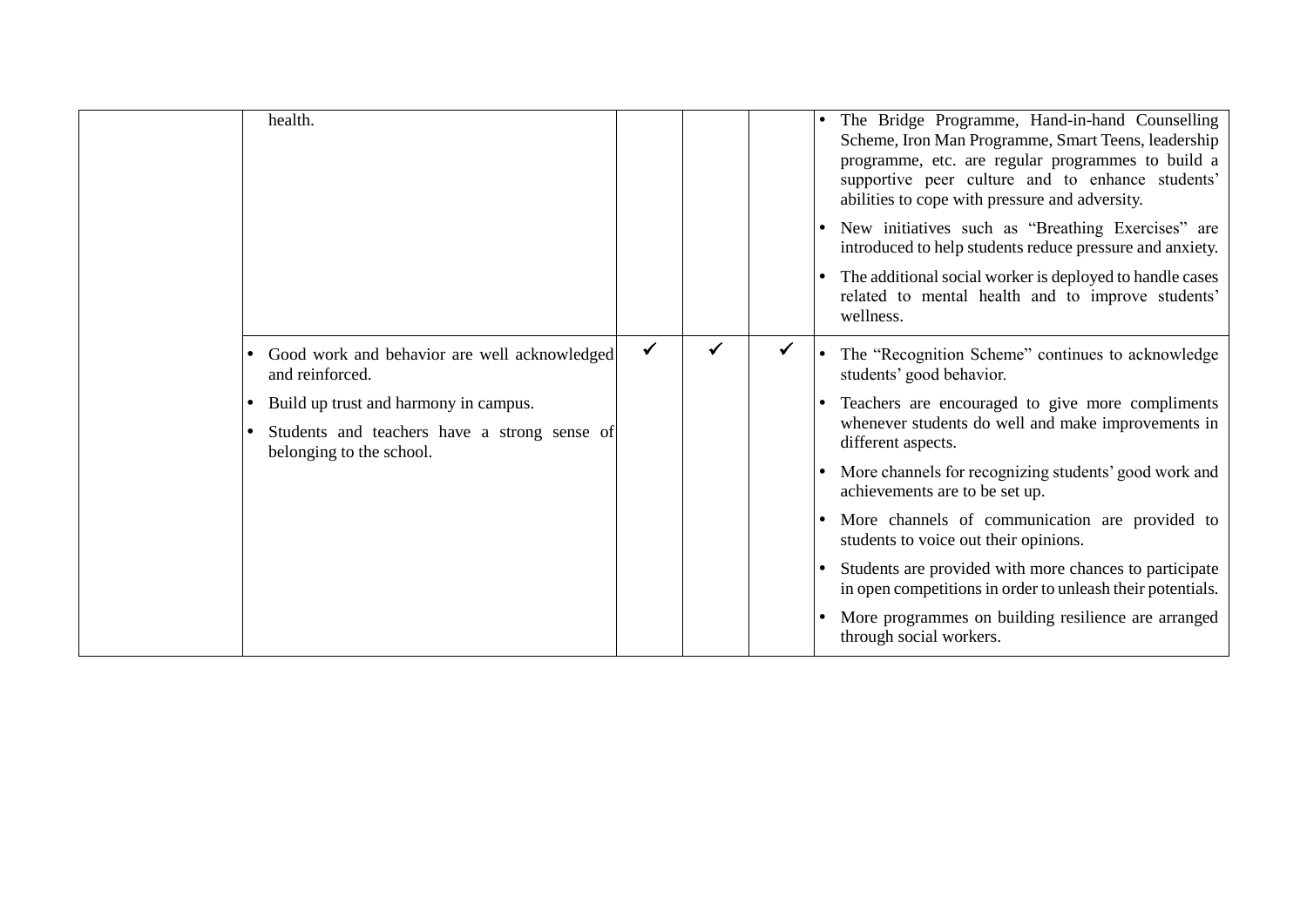| | | | | | |
|---|---|---|---|---|---|
| | health. | | | | • The Bridge Programme, Hand-in-hand Counselling Scheme, Iron Man Programme, Smart Teens, leadership programme, etc. are regular programmes to build a supportive peer culture and to enhance students' abilities to cope with pressure and adversity.<br>• New initiatives such as "Breathing Exercises" are introduced to help students reduce pressure and anxiety.<br>• The additional social worker is deployed to handle cases related to mental health and to improve students' wellness. |
| | • Good work and behavior are well acknowledged and reinforced.<br>• Build up trust and harmony in campus.<br>• Students and teachers have a strong sense of belonging to the school. | ✓ | ✓ | ✓ | • The "Recognition Scheme" continues to acknowledge students' good behavior.<br>• Teachers are encouraged to give more compliments whenever students do well and make improvements in different aspects.<br>• More channels for recognizing students' good work and achievements are to be set up.<br>• More channels of communication are provided to students to voice out their opinions.<br>• Students are provided with more chances to participate in open competitions in order to unleash their potentials.<br>• More programmes on building resilience are arranged through social workers. |